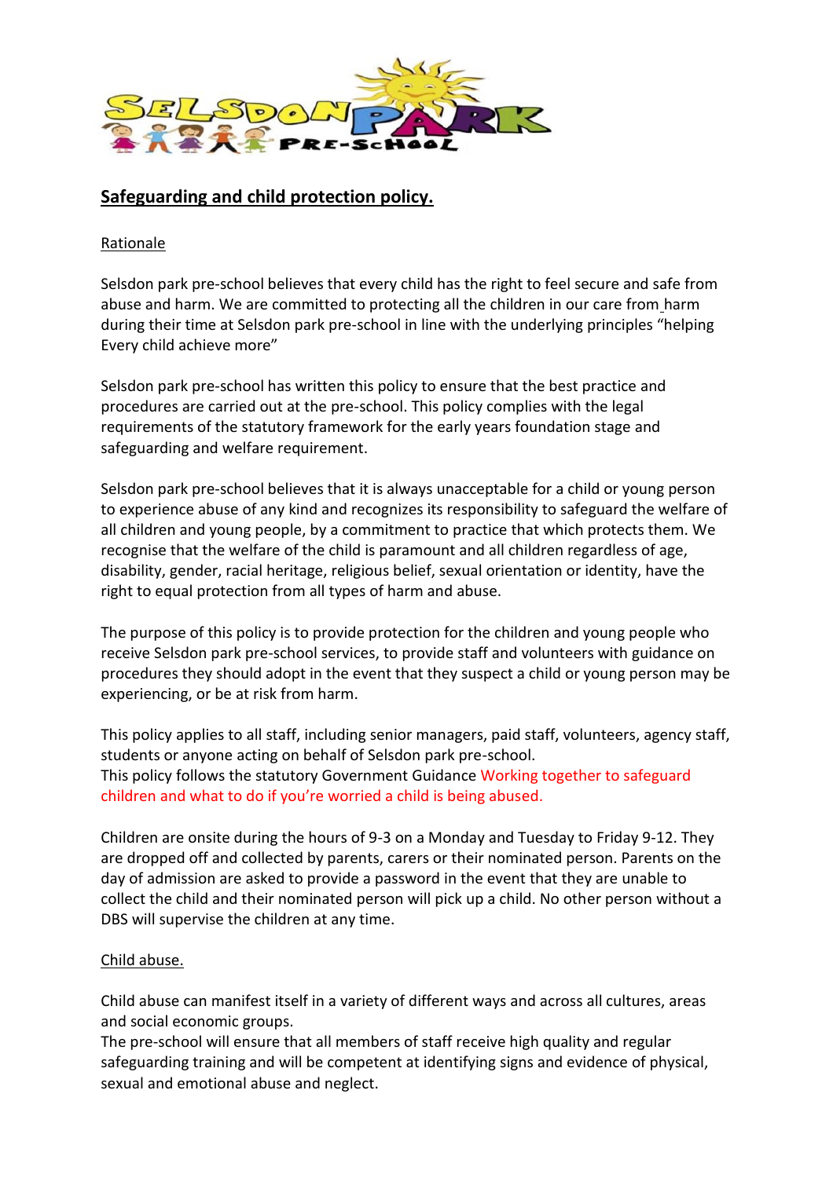# Safeguarding and child protection policy.

Rationale

Selsdon park pre-school believes that every child has the right to feel secure and safe from abuse and harm. We are committed to protecting all the children in our care from harm during their time at Selsdon park pre-school in line with the underlying principles "helping Every child achieve more"

Selsdon park pre-school has written this policy to ensure that the best practice and procedures are carried out at the pre-school. This policy complies with the legal requirements of the statutory framework for the early years foundation stage and safeguarding and welfare requirement.

Selsdon park pre-school believes that it is always unacceptable for a child or young person to experience abuse of any kind and recognizes its responsibility to safeguard the welfare of all children and young people, by a commitment to practice that which protects them. We recognise that the welfare of the child is paramount and all children regardless of age, disability, gender, racial heritage, religious belief, sexual orientation or identity, have the right to equal protection from all types of harm and abuse.

The purpose of this policy is to provide protection for the children and young people who receive Selsdon park pre-school services, to provide staff and volunteers with guidance on procedures they should adopt in the event that they suspect a child or young person may be experiencing, or be at risk from harm.

This policy applies to all staff, including senior managers, paid staff, volunteers, agency staff, students or anyone acting on behalf of Selsdon park pre-school.
This policy follows the statutory Government Guidance Working together to safeguard children and what to do if you're worried a child is being abused.

Children are onsite during the hours of 9-3 on a Monday and Tuesday to Friday 9-12. They are dropped off and collected by parents, carers or their nominated person. Parents on the day of admission are asked to provide a password in the event that they are unable to collect the child and their nominated person will pick up a child. No other person without a DBS will supervise the children at any time.

Child abuse.

Child abuse can manifest itself in a variety of different ways and across all cultures, areas and social economic groups.
The pre-school will ensure that all members of staff receive high quality and regular safeguarding training and will be competent at identifying signs and evidence of physical, sexual and emotional abuse and neglect.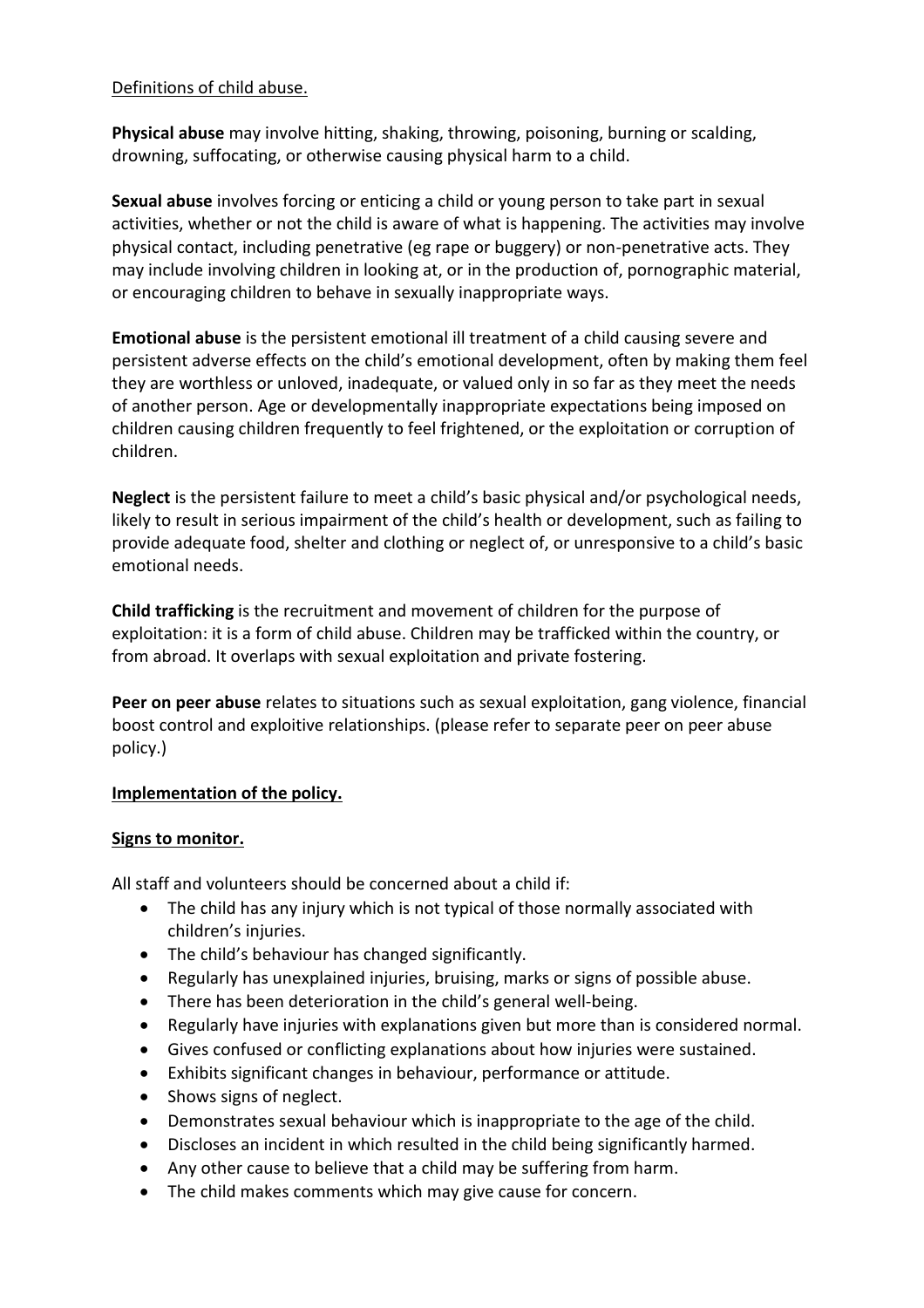Definitions of child abuse.

**Physical abuse** may involve hitting, shaking, throwing, poisoning, burning or scalding, drowning, suffocating, or otherwise causing physical harm to a child.

**Sexual abuse** involves forcing or enticing a child or young person to take part in sexual activities, whether or not the child is aware of what is happening. The activities may involve physical contact, including penetrative (eg rape or buggery) or non-penetrative acts. They may include involving children in looking at, or in the production of, pornographic material, or encouraging children to behave in sexually inappropriate ways.

**Emotional abuse** is the persistent emotional ill treatment of a child causing severe and persistent adverse effects on the child's emotional development, often by making them feel they are worthless or unloved, inadequate, or valued only in so far as they meet the needs of another person. Age or developmentally inappropriate expectations being imposed on children causing children frequently to feel frightened, or the exploitation or corruption of children.

**Neglect** is the persistent failure to meet a child's basic physical and/or psychological needs, likely to result in serious impairment of the child's health or development, such as failing to provide adequate food, shelter and clothing or neglect of, or unresponsive to a child's basic emotional needs.

**Child trafficking** is the recruitment and movement of children for the purpose of exploitation: it is a form of child abuse. Children may be trafficked within the country, or from abroad. It overlaps with sexual exploitation and private fostering.

**Peer on peer abuse** relates to situations such as sexual exploitation, gang violence, financial boost control and exploitive relationships. (please refer to separate peer on peer abuse policy.)

**Implementation of the policy.**

**Signs to monitor.**

All staff and volunteers should be concerned about a child if:

- The child has any injury which is not typical of those normally associated with children's injuries.
- The child's behaviour has changed significantly.
- Regularly has unexplained injuries, bruising, marks or signs of possible abuse.
- There has been deterioration in the child's general well-being.
- Regularly have injuries with explanations given but more than is considered normal.
- Gives confused or conflicting explanations about how injuries were sustained.
- Exhibits significant changes in behaviour, performance or attitude.
- Shows signs of neglect.
- Demonstrates sexual behaviour which is inappropriate to the age of the child.
- Discloses an incident in which resulted in the child being significantly harmed.
- Any other cause to believe that a child may be suffering from harm.
- The child makes comments which may give cause for concern.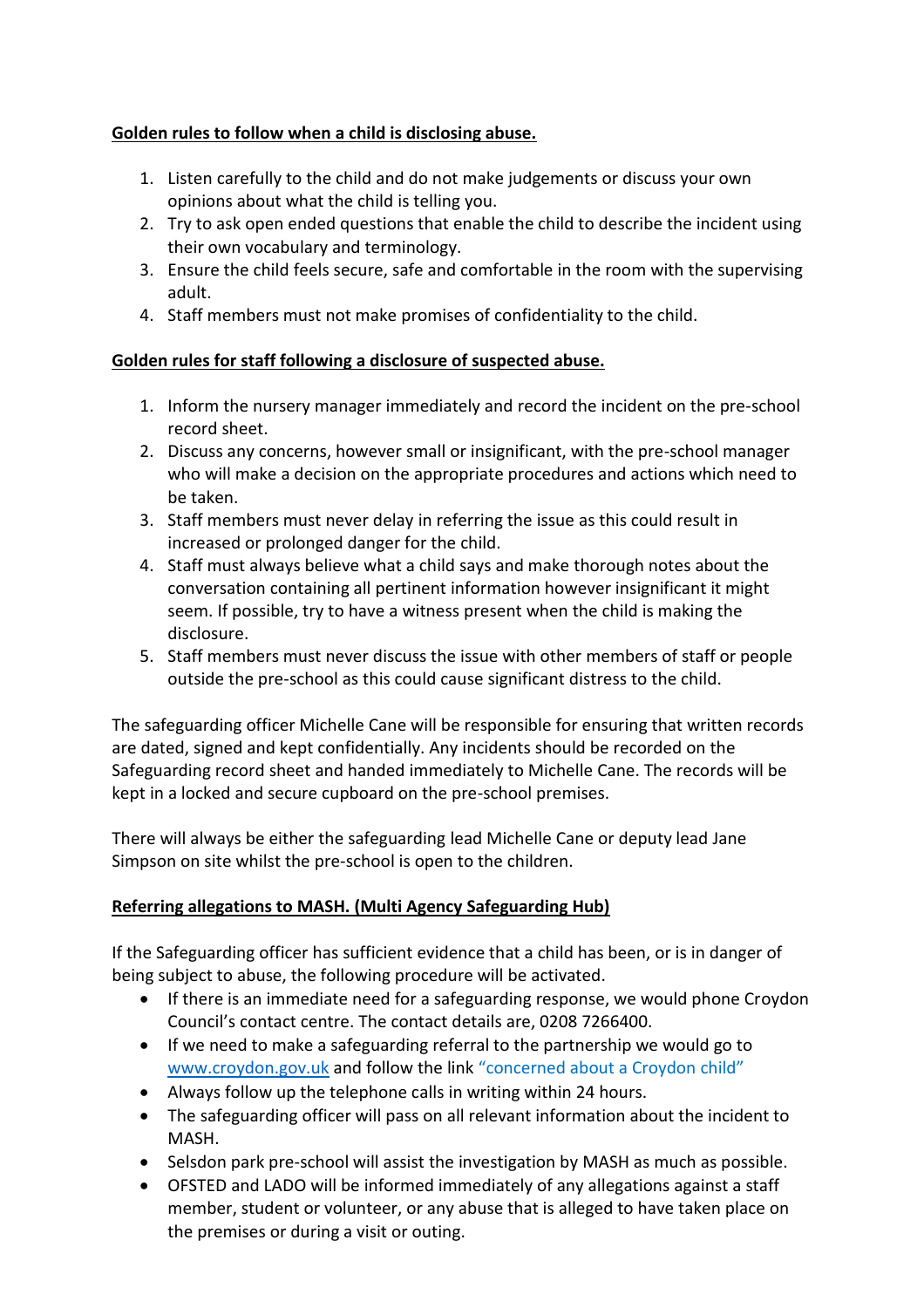**Golden rules to follow when a child is disclosing abuse.**

1. Listen carefully to the child and do not make judgements or discuss your own opinions about what the child is telling you.
2. Try to ask open ended questions that enable the child to describe the incident using their own vocabulary and terminology.
3. Ensure the child feels secure, safe and comfortable in the room with the supervising adult.
4. Staff members must not make promises of confidentiality to the child.

**Golden rules for staff following a disclosure of suspected abuse.**

1. Inform the nursery manager immediately and record the incident on the pre-school record sheet.
2. Discuss any concerns, however small or insignificant, with the pre-school manager who will make a decision on the appropriate procedures and actions which need to be taken.
3. Staff members must never delay in referring the issue as this could result in increased or prolonged danger for the child.
4. Staff must always believe what a child says and make thorough notes about the conversation containing all pertinent information however insignificant it might seem. If possible, try to have a witness present when the child is making the disclosure.
5. Staff members must never discuss the issue with other members of staff or people outside the pre-school as this could cause significant distress to the child.

The safeguarding officer Michelle Cane will be responsible for ensuring that written records are dated, signed and kept confidentially. Any incidents should be recorded on the Safeguarding record sheet and handed immediately to Michelle Cane. The records will be kept in a locked and secure cupboard on the pre-school premises.

There will always be either the safeguarding lead Michelle Cane or deputy lead Jane Simpson on site whilst the pre-school is open to the children.

**Referring allegations to MASH. (Multi Agency Safeguarding Hub)**

If the Safeguarding officer has sufficient evidence that a child has been, or is in danger of being subject to abuse, the following procedure will be activated.

- If there is an immediate need for a safeguarding response, we would phone Croydon Council's contact centre. The contact details are, 0208 7266400.
- If we need to make a safeguarding referral to the partnership we would go to www.croydon.gov.uk and follow the link "concerned about a Croydon child"
- Always follow up the telephone calls in writing within 24 hours.
- The safeguarding officer will pass on all relevant information about the incident to MASH.
- Selsdon park pre-school will assist the investigation by MASH as much as possible.
- OFSTED and LADO will be informed immediately of any allegations against a staff member, student or volunteer, or any abuse that is alleged to have taken place on the premises or during a visit or outing.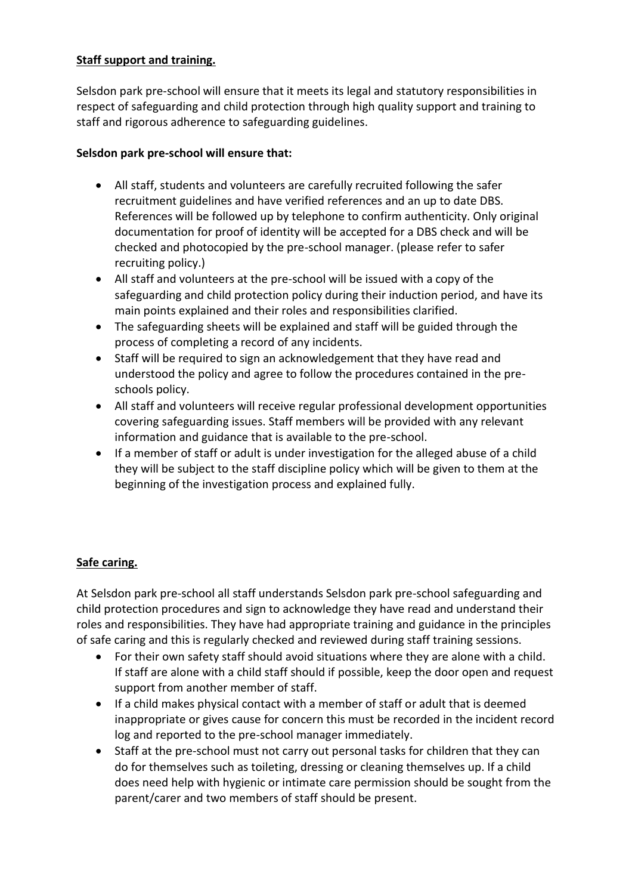**Staff support and training.**

Selsdon park pre-school will ensure that it meets its legal and statutory responsibilities in respect of safeguarding and child protection through high quality support and training to staff and rigorous adherence to safeguarding guidelines.

**Selsdon park pre-school will ensure that:**

- All staff, students and volunteers are carefully recruited following the safer recruitment guidelines and have verified references and an up to date DBS. References will be followed up by telephone to confirm authenticity. Only original documentation for proof of identity will be accepted for a DBS check and will be checked and photocopied by the pre-school manager. (please refer to safer recruiting policy.)
- All staff and volunteers at the pre-school will be issued with a copy of the safeguarding and child protection policy during their induction period, and have its main points explained and their roles and responsibilities clarified.
- The safeguarding sheets will be explained and staff will be guided through the process of completing a record of any incidents.
- Staff will be required to sign an acknowledgement that they have read and understood the policy and agree to follow the procedures contained in the pre-schools policy.
- All staff and volunteers will receive regular professional development opportunities covering safeguarding issues. Staff members will be provided with any relevant information and guidance that is available to the pre-school.
- If a member of staff or adult is under investigation for the alleged abuse of a child they will be subject to the staff discipline policy which will be given to them at the beginning of the investigation process and explained fully.

**Safe caring.**

At Selsdon park pre-school all staff understands Selsdon park pre-school safeguarding and child protection procedures and sign to acknowledge they have read and understand their roles and responsibilities. They have had appropriate training and guidance in the principles of safe caring and this is regularly checked and reviewed during staff training sessions.

- For their own safety staff should avoid situations where they are alone with a child. If staff are alone with a child staff should if possible, keep the door open and request support from another member of staff.
- If a child makes physical contact with a member of staff or adult that is deemed inappropriate or gives cause for concern this must be recorded in the incident record log and reported to the pre-school manager immediately.
- Staff at the pre-school must not carry out personal tasks for children that they can do for themselves such as toileting, dressing or cleaning themselves up. If a child does need help with hygienic or intimate care permission should be sought from the parent/carer and two members of staff should be present.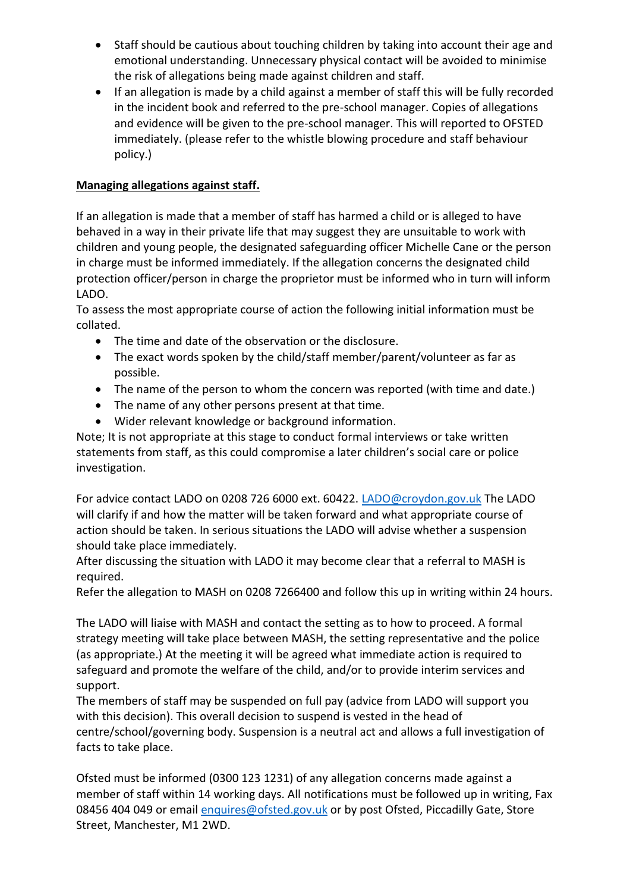- Staff should be cautious about touching children by taking into account their age and emotional understanding. Unnecessary physical contact will be avoided to minimise the risk of allegations being made against children and staff.
- If an allegation is made by a child against a member of staff this will be fully recorded in the incident book and referred to the pre-school manager. Copies of allegations and evidence will be given to the pre-school manager. This will reported to OFSTED immediately. (please refer to the whistle blowing procedure and staff behaviour policy.)

**Managing allegations against staff.**

If an allegation is made that a member of staff has harmed a child or is alleged to have behaved in a way in their private life that may suggest they are unsuitable to work with children and young people, the designated safeguarding officer Michelle Cane or the person in charge must be informed immediately. If the allegation concerns the designated child protection officer/person in charge the proprietor must be informed who in turn will inform LADO.

To assess the most appropriate course of action the following initial information must be collated.

- The time and date of the observation or the disclosure.
- The exact words spoken by the child/staff member/parent/volunteer as far as possible.
- The name of the person to whom the concern was reported (with time and date.)
- The name of any other persons present at that time.
- Wider relevant knowledge or background information.

Note; It is not appropriate at this stage to conduct formal interviews or take written statements from staff, as this could compromise a later children's social care or police investigation.

For advice contact LADO on 0208 726 6000 ext. 60422. LADO@croydon.gov.uk The LADO will clarify if and how the matter will be taken forward and what appropriate course of action should be taken. In serious situations the LADO will advise whether a suspension should take place immediately.

After discussing the situation with LADO it may become clear that a referral to MASH is required.

Refer the allegation to MASH on 0208 7266400 and follow this up in writing within 24 hours.

The LADO will liaise with MASH and contact the setting as to how to proceed. A formal strategy meeting will take place between MASH, the setting representative and the police (as appropriate.) At the meeting it will be agreed what immediate action is required to safeguard and promote the welfare of the child, and/or to provide interim services and support.

The members of staff may be suspended on full pay (advice from LADO will support you with this decision). This overall decision to suspend is vested in the head of centre/school/governing body. Suspension is a neutral act and allows a full investigation of facts to take place.

Ofsted must be informed (0300 123 1231) of any allegation concerns made against a member of staff within 14 working days. All notifications must be followed up in writing, Fax 08456 404 049 or email enquires@ofsted.gov.uk or by post Ofsted, Piccadilly Gate, Store Street, Manchester, M1 2WD.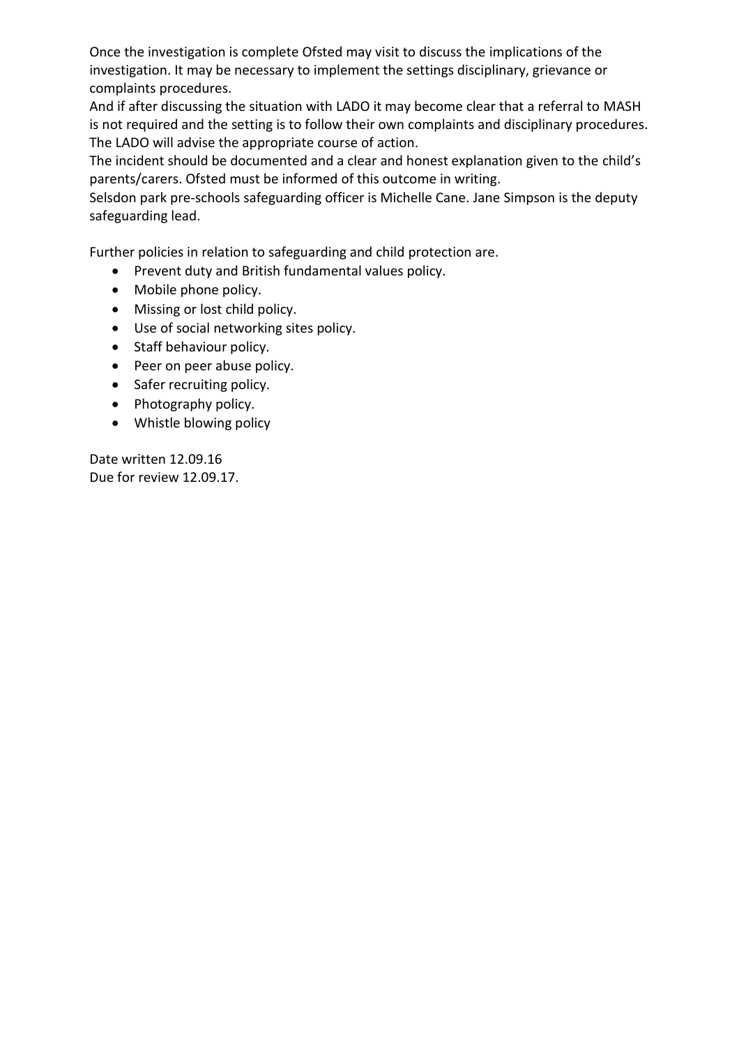Once the investigation is complete Ofsted may visit to discuss the implications of the investigation. It may be necessary to implement the settings disciplinary, grievance or complaints procedures.

And if after discussing the situation with LADO it may become clear that a referral to MASH is not required and the setting is to follow their own complaints and disciplinary procedures. The LADO will advise the appropriate course of action.

The incident should be documented and a clear and honest explanation given to the child's parents/carers. Ofsted must be informed of this outcome in writing.

Selsdon park pre-schools safeguarding officer is Michelle Cane. Jane Simpson is the deputy safeguarding lead.

Further policies in relation to safeguarding and child protection are.

- Prevent duty and British fundamental values policy.
- Mobile phone policy.
- Missing or lost child policy.
- Use of social networking sites policy.
- Staff behaviour policy.
- Peer on peer abuse policy.
- Safer recruiting policy.
- Photography policy.
- Whistle blowing policy

Date written 12.09.16
Due for review 12.09.17.